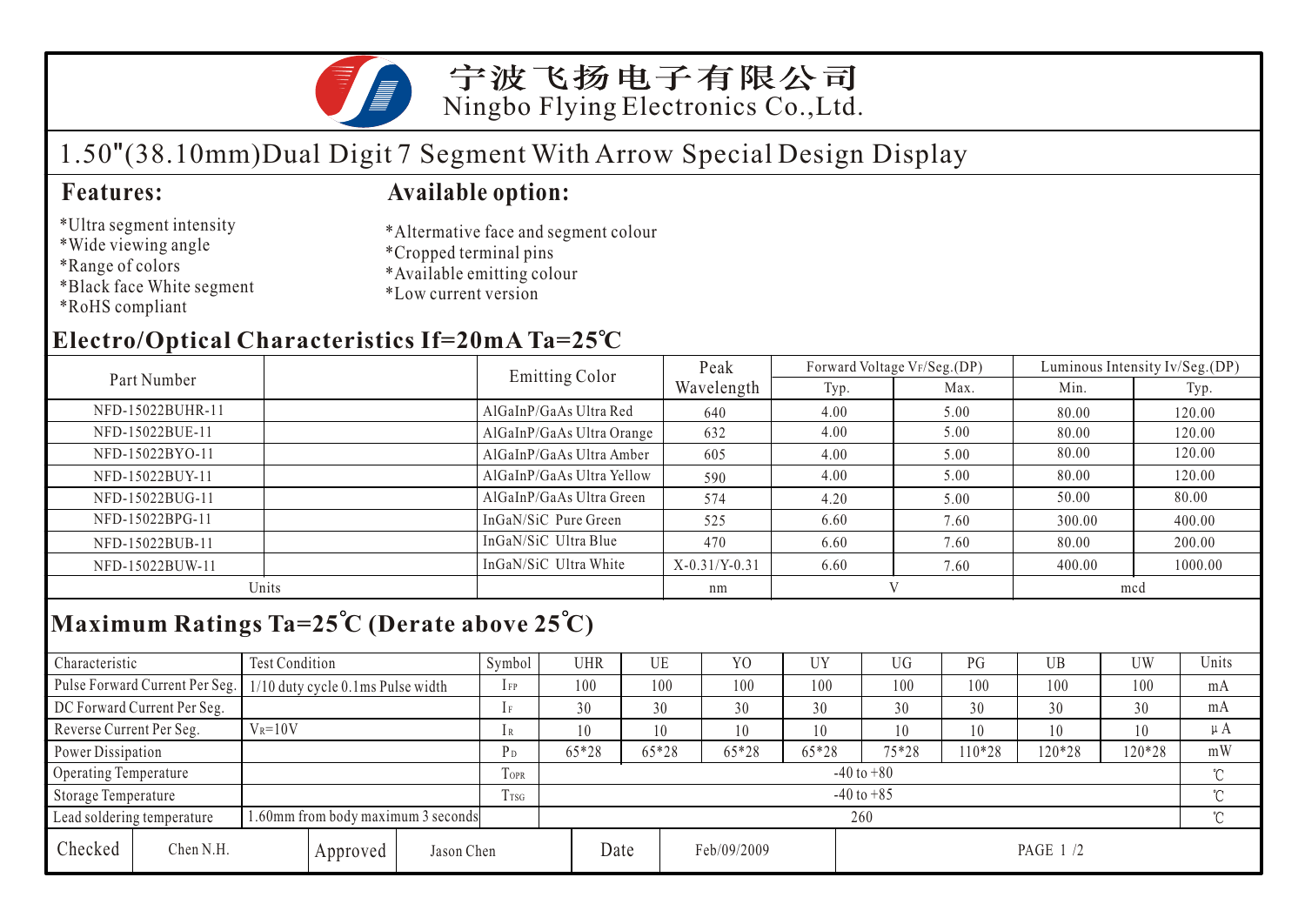宁波飞扬电子有限公司
Ningbo Flying Electronics Co.,Ltd.

# 1.50"(38.10mm)Dual Digit 7 Segment With Arrow Special Design Display

## Features:

*Ultra segment intensity
*Wide viewing angle
*Range of colors
*Black face White segment
*RoHS compliant

## Available option:

*Altermative face and segment colour
*Cropped terminal pins
*Available emitting colour
*Low current version

## Electro/Optical Characteristics If=20mA Ta=25℃

| Part Number | | Emitting Color | Peak Wavelength | Forward Voltage $V_F$/Seg.(DP) | | Luminous Intensity Iv/Seg.(DP) | |
|---|---|---|---|---|---|---|---|
| | | | | Typ. | Max. | Min. | Typ. |
| NFD-15022BUHR-11 | | AlGaInP/GaAs Ultra Red | 640 | 4.00 | 5.00 | 80.00 | 120.00 |
| NFD-15022BUE-11 | | AlGaInP/GaAs Ultra Orange | 632 | 4.00 | 5.00 | 80.00 | 120.00 |
| NFD-15022BYO-11 | | AlGaInP/GaAs Ultra Amber | 605 | 4.00 | 5.00 | 80.00 | 120.00 |
| NFD-15022BUY-11 | | AlGaInP/GaAs Ultra Yellow | 590 | 4.00 | 5.00 | 80.00 | 120.00 |
| NFD-15022BUG-11 | | AlGaInP/GaAs Ultra Green | 574 | 4.20 | 5.00 | 50.00 | 80.00 |
| NFD-15022BPG-11 | | InGaN/SiC Pure Green | 525 | 6.60 | 7.60 | 300.00 | 400.00 |
| NFD-15022BUB-11 | | InGaN/SiC Ultra Blue | 470 | 6.60 | 7.60 | 80.00 | 200.00 |
| NFD-15022BUW-11 | | InGaN/SiC Ultra White | X-0.31/Y-0.31 | 6.60 | 7.60 | 400.00 | 1000.00 |
| Units | | | nm | V | | mcd | |

## Maximum Ratings Ta=25℃ (Derate above 25℃)

| Characteristic | Test Condition | Symbol | UHR | UE | YO | UY | UG | PG | UB | UW | Units |
|---|---|---|---|---|---|---|---|---|---|---|---|
| Pulse Forward Current Per Seg. | 1/10 duty cycle 0.1ms Pulse width | $I_{FP}$ | 100 | 100 | 100 | 100 | 100 | 100 | 100 | 100 | mA |
| DC Forward Current Per Seg. | | $I_F$ | 30 | 30 | 30 | 30 | 30 | 30 | 30 | 30 | mA |
| Reverse Current Per Seg. | $V_R$=10V | $I_R$ | 10 | 10 | 10 | 10 | 10 | 10 | 10 | 10 | μA |
| Power Dissipation | | $P_D$ | 65*28 | 65*28 | 65*28 | 65*28 | 75*28 | 110*28 | 120*28 | 120*28 | mW |
| Operating Temperature | | $T_{OPR}$ | -40 to +80 | | | | | | | | ℃ |
| Storage Temperature | | $T_{TSG}$ | -40 to +85 | | | | | | | | ℃ |
| Lead soldering temperature | 1.60mm from body maximum 3 seconds | | 260 | | | | | | | | ℃ |

| Checked | Chen N.H. | Approved | Jason Chen | Date | Feb/09/2009 |
|---|---|---|---|---|---|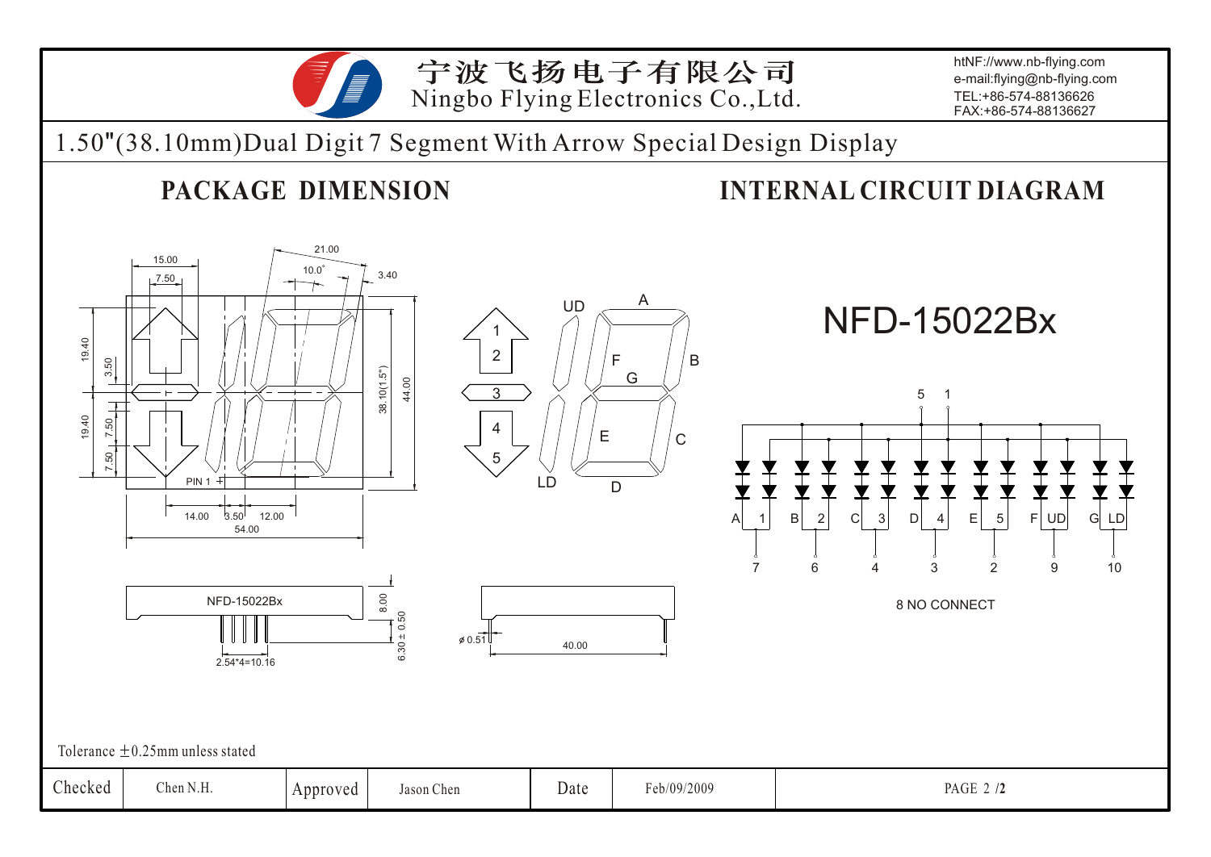宁波飞扬电子有限公司
Ningbo Flying Electronics Co.,Ltd.

htNF://www.nb-flying.com
e-mail:flying@nb-flying.com
TEL:+86-574-88136626
FAX:+86-574-88136627

# 1.50"(38.10mm)Dual Digit 7 Segment With Arrow Special Design Display

## PACKAGE DIMENSION

15.00
7.50
21.00
10.0°
3.40
19.40
3.50
19.40
7.50
7.50
38.10(1.5")
44.00
PIN 1
14.00
3.50
12.00
54.00

NFD-15022Bx
8.00
6.30 ± 0.50
2.54*4=10.16
ø 0.51
40.00

1
2
3
4
5
UD
A
F
B
G
E
C
LD
D

## INTERNAL CIRCUIT DIAGRAM

NFD-15022Bx

5 1

A 1 B 2 C 3 D 4 E 5 F UD G LD

7 6 4 3 2 9 10

8 NO CONNECT

Tolerance ±0.25mm unless stated

| Checked | Chen N.H. | Approved | Jason Chen | Date | Feb/09/2009 | PAGE 2 /2 |
|---|---|---|---|---|---|---|